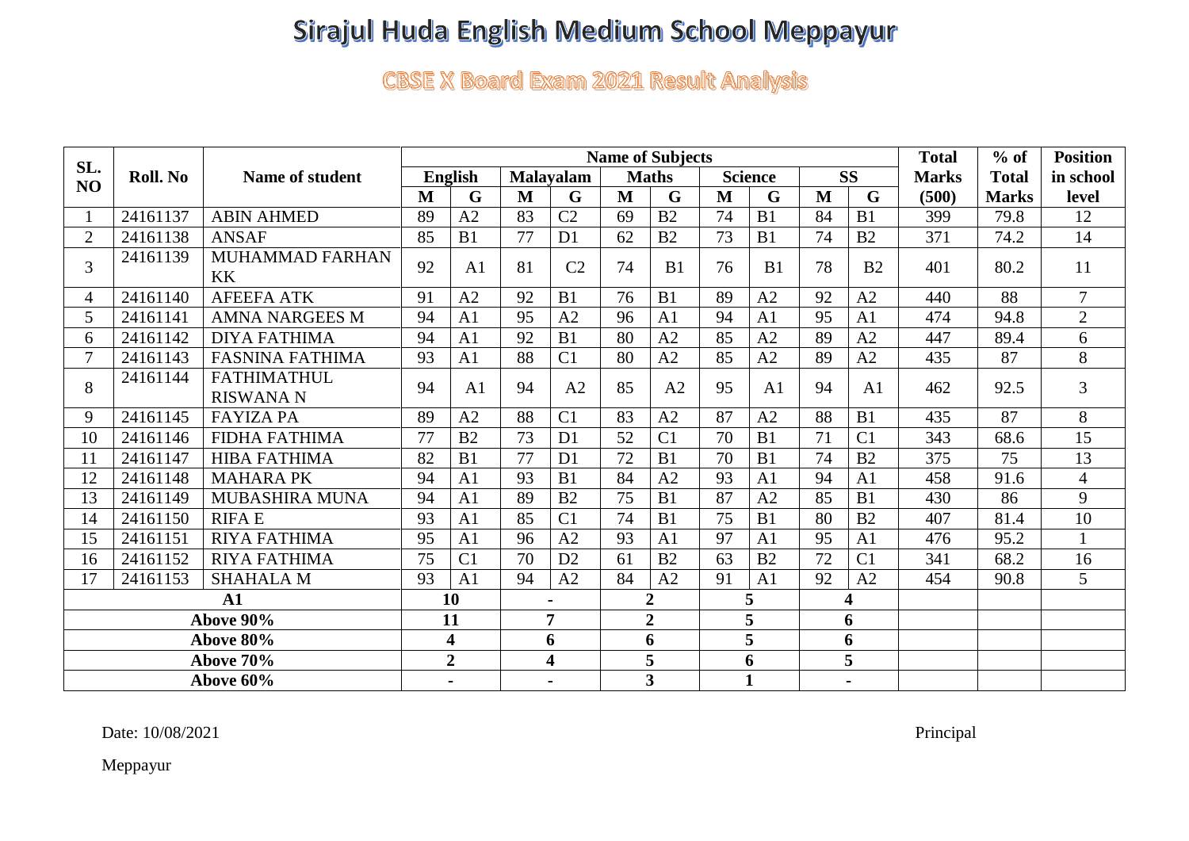# Sirajul Huda English Medium School Meppayur

## CBSE X Board Exam 2021 Result Analysis

| SL. NO | Roll. No | Name of student | Name of Subjects | | | | | | | | | | Total Marks (500) | % of Total Marks | Position in school level |
|---|---|---|---|---|---|---|---|---|---|---|---|---|---|---|---|
| | | | English | | Malayalam | | Maths | | Science | | SS | | | | |
| | | | M | G | M | G | M | G | M | G | M | G | | | |
| 1 | 24161137 | ABIN AHMED | 89 | A2 | 83 | C2 | 69 | B2 | 74 | B1 | 84 | B1 | 399 | 79.8 | 12 |
| 2 | 24161138 | ANSAF | 85 | B1 | 77 | D1 | 62 | B2 | 73 | B1 | 74 | B2 | 371 | 74.2 | 14 |
| 3 | 24161139 | MUHAMMAD FARHAN KK | 92 | A1 | 81 | C2 | 74 | B1 | 76 | B1 | 78 | B2 | 401 | 80.2 | 11 |
| 4 | 24161140 | AFEEFA ATK | 91 | A2 | 92 | B1 | 76 | B1 | 89 | A2 | 92 | A2 | 440 | 88 | 7 |
| 5 | 24161141 | AMNA NARGEES M | 94 | A1 | 95 | A2 | 96 | A1 | 94 | A1 | 95 | A1 | 474 | 94.8 | 2 |
| 6 | 24161142 | DIYA FATHIMA | 94 | A1 | 92 | B1 | 80 | A2 | 85 | A2 | 89 | A2 | 447 | 89.4 | 6 |
| 7 | 24161143 | FASNINA FATHIMA | 93 | A1 | 88 | C1 | 80 | A2 | 85 | A2 | 89 | A2 | 435 | 87 | 8 |
| 8 | 24161144 | FATHIMATHUL RISWANA N | 94 | A1 | 94 | A2 | 85 | A2 | 95 | A1 | 94 | A1 | 462 | 92.5 | 3 |
| 9 | 24161145 | FAYIZA PA | 89 | A2 | 88 | C1 | 83 | A2 | 87 | A2 | 88 | B1 | 435 | 87 | 8 |
| 10 | 24161146 | FIDHA FATHIMA | 77 | B2 | 73 | D1 | 52 | C1 | 70 | B1 | 71 | C1 | 343 | 68.6 | 15 |
| 11 | 24161147 | HIBA FATHIMA | 82 | B1 | 77 | D1 | 72 | B1 | 70 | B1 | 74 | B2 | 375 | 75 | 13 |
| 12 | 24161148 | MAHARA PK | 94 | A1 | 93 | B1 | 84 | A2 | 93 | A1 | 94 | A1 | 458 | 91.6 | 4 |
| 13 | 24161149 | MUBASHIRA MUNA | 94 | A1 | 89 | B2 | 75 | B1 | 87 | A2 | 85 | B1 | 430 | 86 | 9 |
| 14 | 24161150 | RIFA E | 93 | A1 | 85 | C1 | 74 | B1 | 75 | B1 | 80 | B2 | 407 | 81.4 | 10 |
| 15 | 24161151 | RIYA FATHIMA | 95 | A1 | 96 | A2 | 93 | A1 | 97 | A1 | 95 | A1 | 476 | 95.2 | 1 |
| 16 | 24161152 | RIYA FATHIMA | 75 | C1 | 70 | D2 | 61 | B2 | 63 | B2 | 72 | C1 | 341 | 68.2 | 16 |
| 17 | 24161153 | SHAHALA M | 93 | A1 | 94 | A2 | 84 | A2 | 91 | A1 | 92 | A2 | 454 | 90.8 | 5 |
| **A1** | | | **10** | | **-** | | **2** | | **5** | | **4** | | | | |
| **Above 90%** | | | **11** | | **7** | | **2** | | **5** | | **6** | | | | |
| **Above 80%** | | | **4** | | **6** | | **6** | | **5** | | **6** | | | | |
| **Above 70%** | | | **2** | | **4** | | **5** | | **6** | | **5** | | | | |
| **Above 60%** | | | **-** | | **-** | | **3** | | **1** | | **-** | | | | |

Date: 10/08/2021

Principal

Meppayur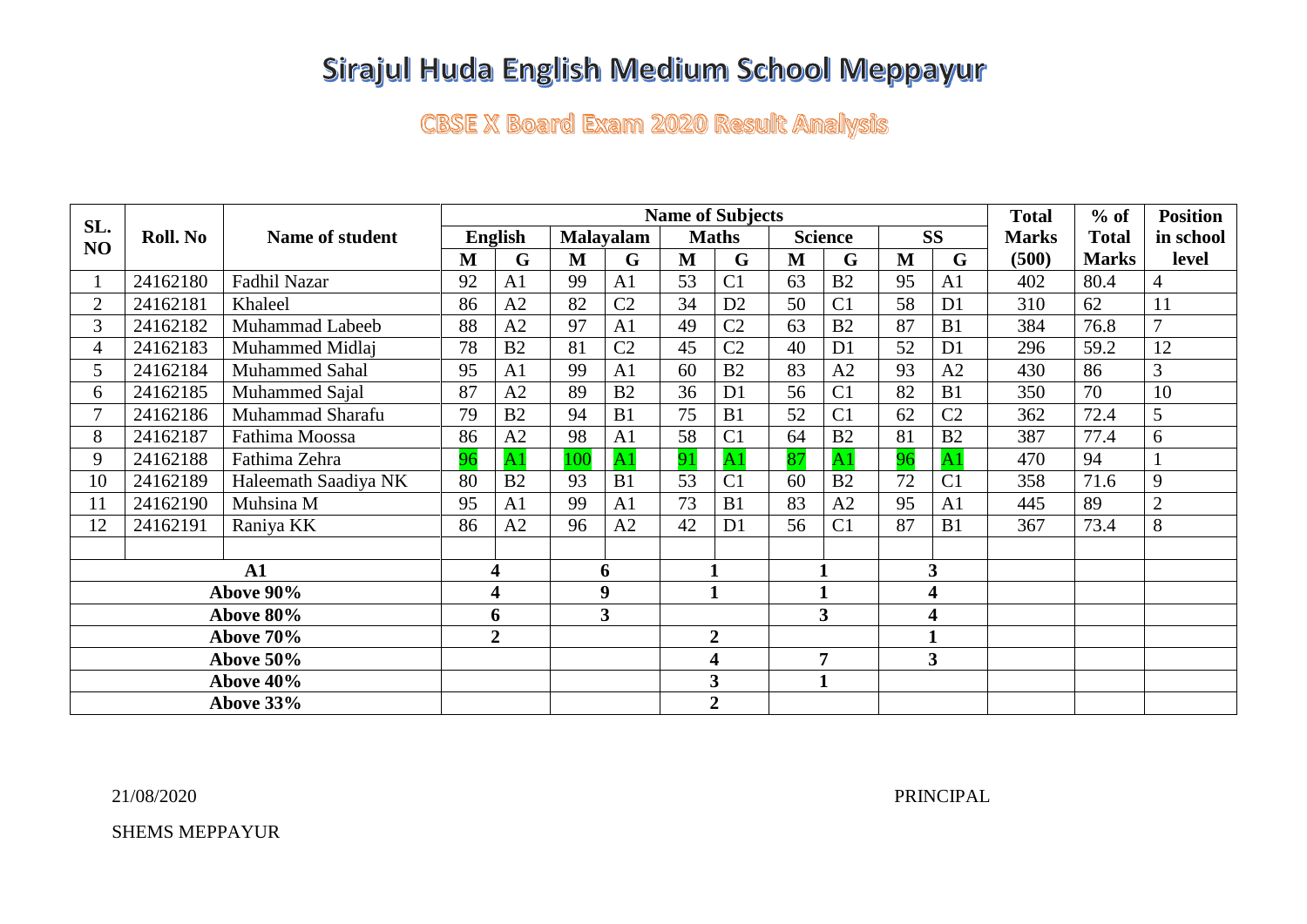# Sirajul Huda English Medium School Meppayur

## CBSE X Board Exam 2020 Result Analysis

| SL. NO | Roll. No | Name of student | Name of Subjects | | | | | | | | | | Total Marks (500) | % of Total Marks | Position in school level |
|---|---|---|---|---|---|---|---|---|---|---|---|---|---|---|---|
| | | | English | | Malayalam | | Maths | | Science | | SS | | | | |
| | | | M | G | M | G | M | G | M | G | M | G | | | |
| 1 | 24162180 | Fadhil Nazar | 92 | A1 | 99 | A1 | 53 | C1 | 63 | B2 | 95 | A1 | 402 | 80.4 | 4 |
| 2 | 24162181 | Khaleel | 86 | A2 | 82 | C2 | 34 | D2 | 50 | C1 | 58 | D1 | 310 | 62 | 11 |
| 3 | 24162182 | Muhammad Labeeb | 88 | A2 | 97 | A1 | 49 | C2 | 63 | B2 | 87 | B1 | 384 | 76.8 | 7 |
| 4 | 24162183 | Muhammed Midlaj | 78 | B2 | 81 | C2 | 45 | C2 | 40 | D1 | 52 | D1 | 296 | 59.2 | 12 |
| 5 | 24162184 | Muhammed Sahal | 95 | A1 | 99 | A1 | 60 | B2 | 83 | A2 | 93 | A2 | 430 | 86 | 3 |
| 6 | 24162185 | Muhammed Sajal | 87 | A2 | 89 | B2 | 36 | D1 | 56 | C1 | 82 | B1 | 350 | 70 | 10 |
| 7 | 24162186 | Muhammad Sharafu | 79 | B2 | 94 | B1 | 75 | B1 | 52 | C1 | 62 | C2 | 362 | 72.4 | 5 |
| 8 | 24162187 | Fathima Moossa | 86 | A2 | 98 | A1 | 58 | C1 | 64 | B2 | 81 | B2 | 387 | 77.4 | 6 |
| 9 | 24162188 | Fathima Zehra | 96 | A1 | 100 | A1 | 91 | A1 | 87 | A1 | 96 | A1 | 470 | 94 | 1 |
| 10 | 24162189 | Haleemath Saadiya NK | 80 | B2 | 93 | B1 | 53 | C1 | 60 | B2 | 72 | C1 | 358 | 71.6 | 9 |
| 11 | 24162190 | Muhsina M | 95 | A1 | 99 | A1 | 73 | B1 | 83 | A2 | 95 | A1 | 445 | 89 | 2 |
| 12 | 24162191 | Raniya KK | 86 | A2 | 96 | A2 | 42 | D1 | 56 | C1 | 87 | B1 | 367 | 73.4 | 8 |
| | | | | | | | | | | | | | | | |
| **A1** | | | **4** | | **6** | | **1** | | **1** | | **3** | | | | |
| **Above 90%** | | | **4** | | **9** | | **1** | | **1** | | **4** | | | | |
| **Above 80%** | | | **6** | | **3** | | | | **3** | | **4** | | | | |
| **Above 70%** | | | **2** | | | | **2** | | | | **1** | | | | |
| **Above 50%** | | | | | | | **4** | | **7** | | **3** | | | | |
| **Above 40%** | | | | | | | **3** | | **1** | | | | | | |
| **Above 33%** | | | | | | | **2** | | | | | | | | |

21/08/2020

PRINCIPAL

SHEMS MEPPAYUR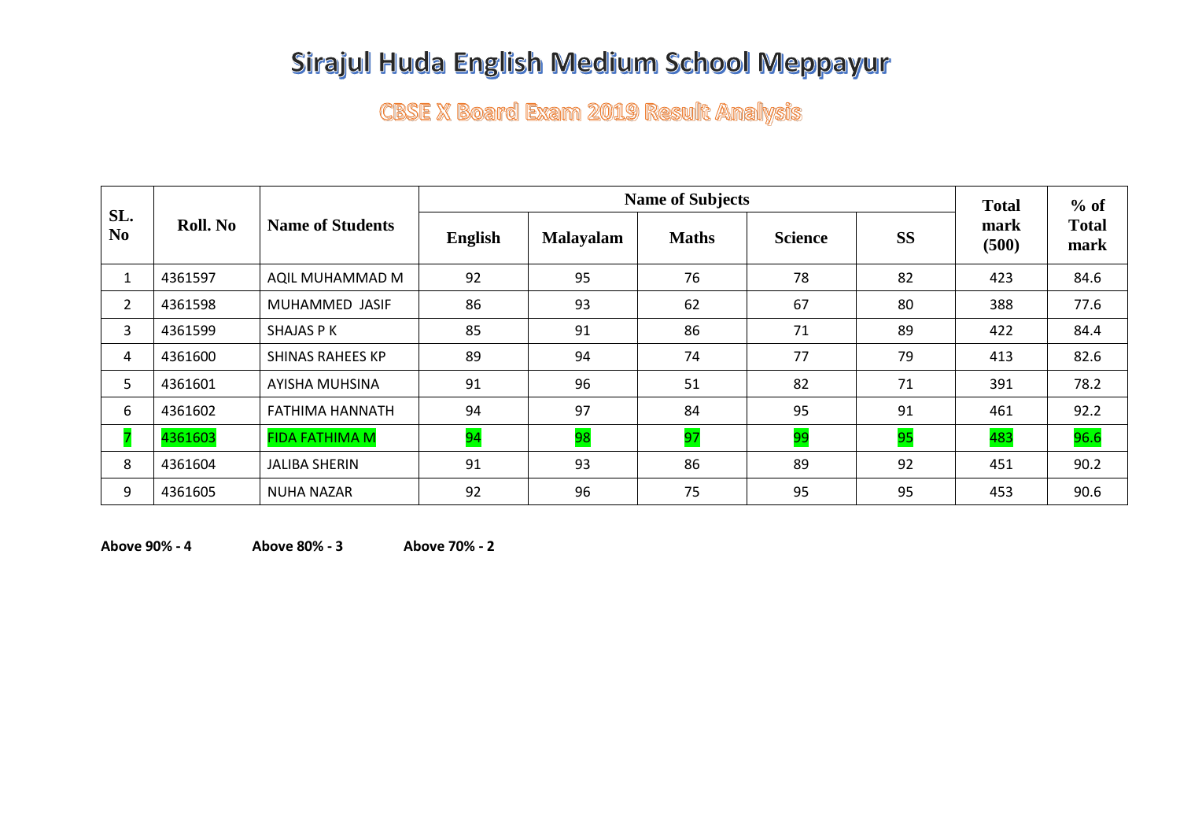# Sirajul Huda English Medium School Meppayur

## CBSE X Board Exam 2019 Result Analysis

| SL. No | Roll. No | Name of Students | Name of Subjects | | | | | Total mark (500) | % of Total mark |
|---|---|---|---|---|---|---|---|---|---|
| | | | English | Malayalam | Maths | Science | SS | | |
| 1 | 4361597 | AQIL MUHAMMAD M | 92 | 95 | 76 | 78 | 82 | 423 | 84.6 |
| 2 | 4361598 | MUHAMMED JASIF | 86 | 93 | 62 | 67 | 80 | 388 | 77.6 |
| 3 | 4361599 | SHAJAS P K | 85 | 91 | 86 | 71 | 89 | 422 | 84.4 |
| 4 | 4361600 | SHINAS RAHEES KP | 89 | 94 | 74 | 77 | 79 | 413 | 82.6 |
| 5 | 4361601 | AYISHA MUHSINA | 91 | 96 | 51 | 82 | 71 | 391 | 78.2 |
| 6 | 4361602 | FATHIMA HANNATH | 94 | 97 | 84 | 95 | 91 | 461 | 92.2 |
| 7 | 4361603 | FIDA FATHIMA M | 94 | 98 | 97 | 99 | 95 | 483 | 96.6 |
| 8 | 4361604 | JALIBA SHERIN | 91 | 93 | 86 | 89 | 92 | 451 | 90.2 |
| 9 | 4361605 | NUHA NAZAR | 92 | 96 | 75 | 95 | 95 | 453 | 90.6 |

**Above 90% - 4** **Above 80% - 3** **Above 70% - 2**